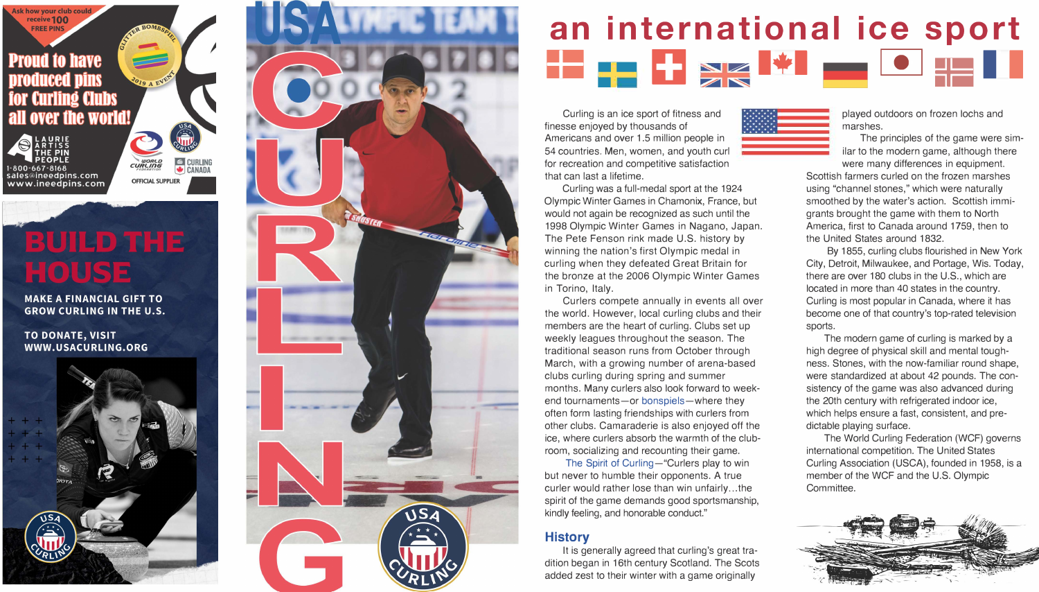Ask how your club could receive 100 FREE PINS

Proud to have produced pins for Curling Clubs all over the world!

LAURIE ARTISS THE PIN PEOPLE
1-800-667-8168
sales@ineedpins.com
www.ineedpins.com

OFFICIAL SUPPLIER

# BUILD THE HOUSE

MAKE A FINANCIAL GIFT TO GROW CURLING IN THE U.S.

TO DONATE, VISIT WWW.USACURLING.ORG

# USA CURLING

# an international ice sport

Curling is an ice sport of fitness and finesse enjoyed by thousands of Americans and over 1.5 million people in 54 countries. Men, women, and youth curl for recreation and competitive satisfaction that can last a lifetime.

Curling was a full-medal sport at the 1924 Olympic Winter Games in Chamonix, France, but would not again be recognized as such until the 1998 Olympic Winter Games in Nagano, Japan. The Pete Fenson rink made U.S. history by winning the nation's first Olympic medal in curling when they defeated Great Britain for the bronze at the 2006 Olympic Winter Games in Torino, Italy.

Curlers compete annually in events all over the world. However, local curling clubs and their members are the heart of curling. Clubs set up weekly leagues throughout the season. The traditional season runs from October through March, with a growing number of arena-based clubs curling during spring and summer months. Many curlers also look forward to weekend tournaments—or bonspiels—where they often form lasting friendships with curlers from other clubs. Camaraderie is also enjoyed off the ice, where curlers absorb the warmth of the clubroom, socializing and recounting their game.

The Spirit of Curling—"Curlers play to win but never to humble their opponents. A true curler would rather lose than win unfairly…the spirit of the game demands good sportsmanship, kindly feeling, and honorable conduct."

## History

It is generally agreed that curling's great tradition began in 16th century Scotland. The Scots added zest to their winter with a game originally played outdoors on frozen lochs and marshes.

The principles of the game were similar to the modern game, although there were many differences in equipment. Scottish farmers curled on the frozen marshes using "channel stones," which were naturally smoothed by the water's action. Scottish immigrants brought the game with them to North America, first to Canada around 1759, then to the United States around 1832.

By 1855, curling clubs flourished in New York City, Detroit, Milwaukee, and Portage, Wis. Today, there are over 180 clubs in the U.S., which are located in more than 40 states in the country. Curling is most popular in Canada, where it has become one of that country's top-rated television sports.

The modern game of curling is marked by a high degree of physical skill and mental toughness. Stones, with the now-familiar round shape, were standardized at about 42 pounds. The consistency of the game was also advanced during the 20th century with refrigerated indoor ice, which helps ensure a fast, consistent, and predictable playing surface.

The World Curling Federation (WCF) governs international competition. The United States Curling Association (USCA), founded in 1958, is a member of the WCF and the U.S. Olympic Committee.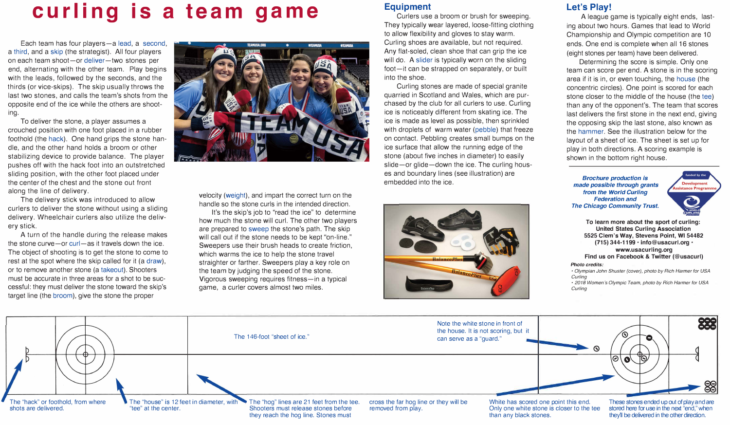# curling is a team game

Each team has four players—a lead, a second, a third, and a skip (the strategist). All four players on each team shoot—or deliver—two stones per end, alternating with the other team. Play begins with the leads, followed by the seconds, and the thirds (or vice-skips). The skip usually throws the last two stones, and calls the team's shots from the opposite end of the ice while the others are shooting.

To deliver the stone, a player assumes a crouched position with one foot placed in a rubber foothold (the hack). One hand grips the stone handle, and the other hand holds a broom or other stabilizing device to provide balance. The player pushes off with the hack foot into an outstretched sliding position, with the other foot placed under the center of the chest and the stone out front along the line of delivery.

The delivery stick was introduced to allow curlers to deliver the stone without using a sliding delivery. Wheelchair curlers also utilize the delivery stick.

A turn of the handle during the release makes the stone curve—or curl—as it travels down the ice. The object of shooting is to get the stone to come to rest at the spot where the skip called for it (a draw), or to remove another stone (a takeout). Shooters must be accurate in three areas for a shot to be successful: they must deliver the stone toward the skip's target line (the broom), give the stone the proper velocity (weight), and impart the correct turn on the handle so the stone curls in the intended direction.

It's the skip's job to "read the ice" to determine how much the stone will curl. The other two players are prepared to sweep the stone's path. The skip will call out if the stone needs to be kept "on-line." Sweepers use their brush heads to create friction, which warms the ice to help the stone travel straighter or farther. Sweepers play a key role on the team by judging the speed of the stone. Vigorous sweeping requires fitness—in a typical game, a curler covers almost two miles.

## Equipment

Curlers use a broom or brush for sweeping. They typically wear layered, loose-fitting clothing to allow flexibility and gloves to stay warm. Curling shoes are available, but not required. Any flat-soled, clean shoe that can grip the ice will do. A slider is typically worn on the sliding foot—it can be strapped on separately, or built into the shoe.

Curling stones are made of special granite quarried in Scotland and Wales, which are purchased by the club for all curlers to use. Curling ice is noticeably different from skating ice. The ice is made as level as possible, then sprinkled with droplets of warm water (pebble) that freeze on contact. Pebbling creates small bumps on the ice surface that allow the running edge of the stone (about five inches in diameter) to easily slide—or glide—down the ice. The curling houses and boundary lines (see illustration) are embedded into the ice.

## Let's Play!

A league game is typically eight ends, lasting about two hours. Games that lead to World Championship and Olympic competition are 10 ends. One end is complete when all 16 stones (eight stones per team) have been delivered.

Determining the score is simple. Only one team can score per end. A stone is in the scoring area if it is in, or even touching, the house (the concentric circles). One point is scored for each stone closer to the middle of the house (the tee) than any of the opponent's. The team that scores last delivers the first stone in the next end, giving the opposing skip the last stone, also known as the hammer. See the illustration below for the layout of a sheet of ice. The sheet is set up for play in both directions. A scoring example is shown in the bottom right house.

***Brochure production is made possible through grants from the World Curling Federation and The Chicago Community Trust.***

funded by the Development Assistance Programme World Curling

**To learn more about the sport of curling:**
**United States Curling Association**
**5525 Clem's Way, Stevens Point, WI 54482**
**(715) 344-1199 · info@usacurl.org ·**
**www.usacurling.org**
**Find us on Facebook & Twitter (@usacurl)**

*Photo credits:*
*• Olympian John Shuster (cover), photo by Rich Harmer for USA Curling*
*• 2018 Women's Olympic Team, photo by Rich Harmer for USA Curling*

The 146-foot "sheet of ice."

Note the white stone in front of the house. It is not scoring, but it can serve as a "guard."

The "hack" or foothold, from where shots are delivered.

The "house" is 12 feet in diameter, with "tee" at the center.

The "hog" lines are 21 feet from the tee. Shooters must release stones before they reach the hog line. Stones must cross the far hog line or they will be removed from play.

White has scored one point this end. Only one white stone is closer to the tee than any black stones.

These stones ended up out of play and are stored here for use in the next "end," when they'll be delivered in the other direction.